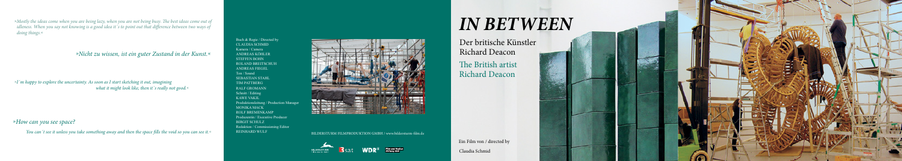*»Mostly the ideas come when you are being lazy, when you are not being busy. The best ideas come out of idleness. When you say not knowing is a good idea it´s to point out that difference between two ways of doing things.«*

*»Nicht zu wissen, ist ein guter Zustand in der Kunst.«*

*»I´m happy to explore the uncertainty. As soon as I start sketching it out, imagining what it might look like, then it´s really not good.«*

*»How can you see space?*

*You can´t see it unless you take something away and then the space fills the void so you can see it.«*

Buch & Regie / Directed by
CLAUDIA SCHMID
Kamera / Camera
ANDREAS KÖHLER
STEFFEN BOHN
ROLAND BREITSCHUH
ANDREAS FIEGEL
Ton / Sound
SEBASTIAN STAHL
TIM PATTBERG
RALF GROMANN
Schnitt / Editing
KAWE VAKIL
Produktionsleitung / Production Manager
MONIKA MACK
ROLF BREMENKAMP
Produzentin / Executive Producer
BIRGIT SCHULZ
Redaktion / Commissioning Editor
REINHARD WULF

BILDERSTURM FILMPRODUKTION GMBH / www.bildersturm-film.de

# *IN BETWEEN*

Der britische Künstler
Richard Deacon

The British artist
Richard Deacon

Ein Film von / directed by
Claudia Schmid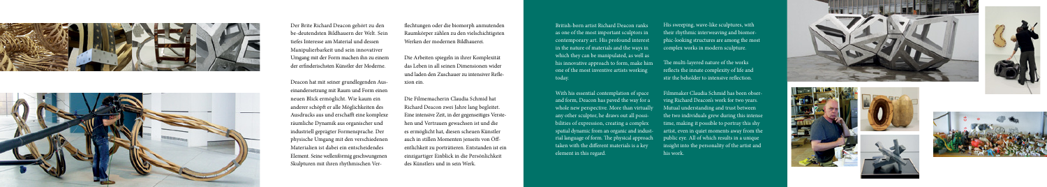Der Brite Richard Deacon gehört zu den be-deutendsten Bildhauern der Welt. Sein tiefes Interesse am Material und dessen Manipulierbarkeit und sein innovativer Umgang mit der Form machen ihn zu einem der erfinderischsten Künstler der Moderne.

Deacon hat mit seiner grundlegenden Auseinandersetzung mit Raum und Form einen neuen Blick ermöglicht. Wie kaum ein anderer schöpft er alle Möglichkeiten des Ausdrucks aus und erschafft eine komplexe räumliche Dynamik aus organischer und industriell geprägter Formensprache. Der physische Umgang mit den verschiedenen Materialien ist dabei ein entscheidendes Element. Seine wellenförmig geschwungenen Skulpturen mit ihren rhythmischen Verflechtungen oder die biomorph anmutenden Raumkörper zählen zu den vielschichtigsten Werken der modernen Bildhauerei.

Die Arbeiten spiegeln in ihrer Komplexität das Leben in all seinen Dimensionen wider und laden den Zuschauer zu intensiver Reflexion ein.

Die Filmemacherin Claudia Schmid hat Richard Deacon zwei Jahre lang begleitet. Eine intensive Zeit, in der gegenseitiges Verstehen und Vertrauen gewachsen ist und die es ermöglicht hat, diesen scheuen Künstler auch in stillen Momenten jenseits von Öffentlichkeit zu porträtieren. Entstanden ist ein einzigartiger Einblick in die Persönlichkeit des Künstlers und in sein Werk.

British-born artist Richard Deacon ranks as one of the most important sculptors in contemporary art. His profound interest in the nature of materials and the ways in which they can be manipulated, as well as his innovative approach to form, make him one of the most inventive artists working today.

With his essential contemplation of space and form, Deacon has paved the way for a whole new perspective. More than virtually any other sculptor, he draws out all possibilities of expression, creating a complex spatial dynamic from an organic and industrial language of form. The physical approach taken with the different materials is a key element in this regard.

His sweeping, wave-like sculptures, with their rhythmic interweaving and biomorphic-looking structures are among the most complex works in modern sculpture.

The multi-layered nature of the works reflects the innate complexity of life and stir the beholder to intensive reflection.

Filmmaker Claudia Schmid has been observing Richard Deacon's work for two years. Mutual understanding and trust between the two individuals grew during this intense time, making it possible to portray this shy artist, even in quiet moments away from the public eye. All of which results in a unique insight into the personality of the artist and his work.